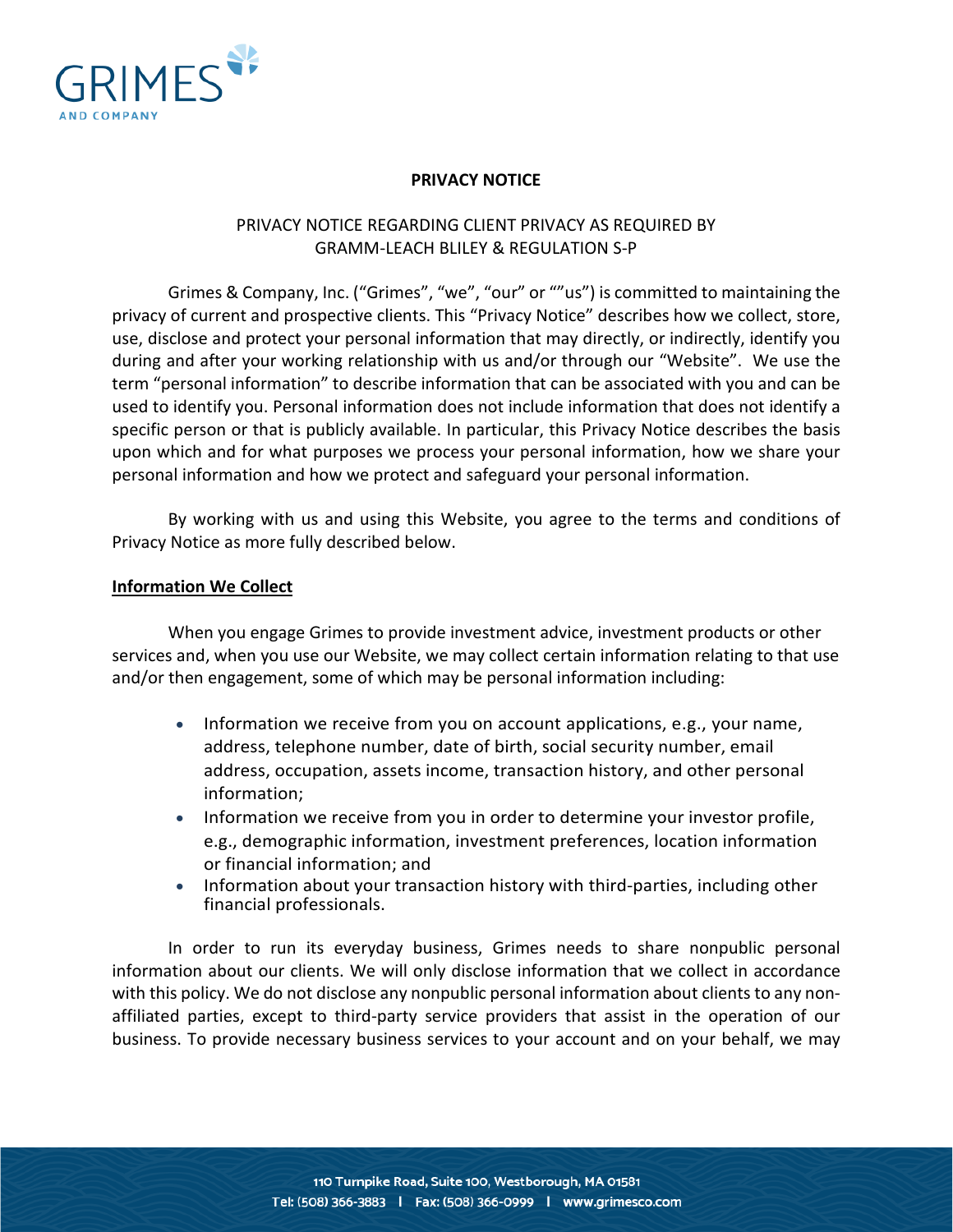# PRIVACY NOTICE

PRIVACY NOTICE REGARDING CLIENT PRIVACY AS REQUIRED BY GRAMM-LEACH BLILEY & REGULATION S-P

Grimes & Company, Inc. ("Grimes", "we", "our" or ""us") is committed to maintaining the privacy of current and prospective clients. This "Privacy Notice" describes how we collect, store, use, disclose and protect your personal information that may directly, or indirectly, identify you during and after your working relationship with us and/or through our "Website". We use the term "personal information" to describe information that can be associated with you and can be used to identify you. Personal information does not include information that does not identify a specific person or that is publicly available. In particular, this Privacy Notice describes the basis upon which and for what purposes we process your personal information, how we share your personal information and how we protect and safeguard your personal information.

By working with us and using this Website, you agree to the terms and conditions of Privacy Notice as more fully described below.

**Information We Collect**

When you engage Grimes to provide investment advice, investment products or other services and, when you use our Website, we may collect certain information relating to that use and/or then engagement, some of which may be personal information including:

- Information we receive from you on account applications, e.g., your name, address, telephone number, date of birth, social security number, email address, occupation, assets income, transaction history, and other personal information;
- Information we receive from you in order to determine your investor profile, e.g., demographic information, investment preferences, location information or financial information; and
- Information about your transaction history with third-parties, including other financial professionals.

In order to run its everyday business, Grimes needs to share nonpublic personal information about our clients. We will only disclose information that we collect in accordance with this policy. We do not disclose any nonpublic personal information about clients to any non-affiliated parties, except to third-party service providers that assist in the operation of our business. To provide necessary business services to your account and on your behalf, we may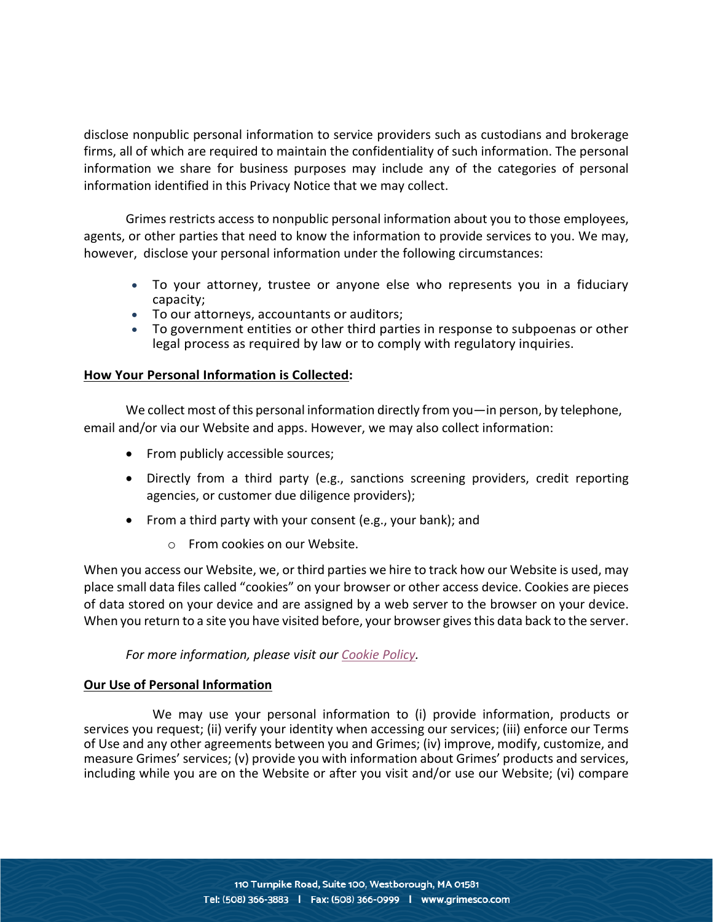disclose nonpublic personal information to service providers such as custodians and brokerage firms, all of which are required to maintain the confidentiality of such information. The personal information we share for business purposes may include any of the categories of personal information identified in this Privacy Notice that we may collect.

Grimes restricts access to nonpublic personal information about you to those employees, agents, or other parties that need to know the information to provide services to you. We may, however, disclose your personal information under the following circumstances:

- To your attorney, trustee or anyone else who represents you in a fiduciary capacity;
- To our attorneys, accountants or auditors;
- To government entities or other third parties in response to subpoenas or other legal process as required by law or to comply with regulatory inquiries.

**<u>How Your Personal Information is Collected</u>:**

We collect most of this personal information directly from you—in person, by telephone, email and/or via our Website and apps. However, we may also collect information:

- From publicly accessible sources;
- Directly from a third party (e.g., sanctions screening providers, credit reporting agencies, or customer due diligence providers);
- From a third party with your consent (e.g., your bank); and
  - From cookies on our Website.

When you access our Website, we, or third parties we hire to track how our Website is used, may place small data files called "cookies" on your browser or other access device. Cookies are pieces of data stored on your device and are assigned by a web server to the browser on your device. When you return to a site you have visited before, your browser gives this data back to the server.

*For more information, please visit our Cookie Policy.*

**<u>Our Use of Personal Information</u>**

We may use your personal information to (i) provide information, products or services you request; (ii) verify your identity when accessing our services; (iii) enforce our Terms of Use and any other agreements between you and Grimes; (iv) improve, modify, customize, and measure Grimes' services; (v) provide you with information about Grimes' products and services, including while you are on the Website or after you visit and/or use our Website; (vi) compare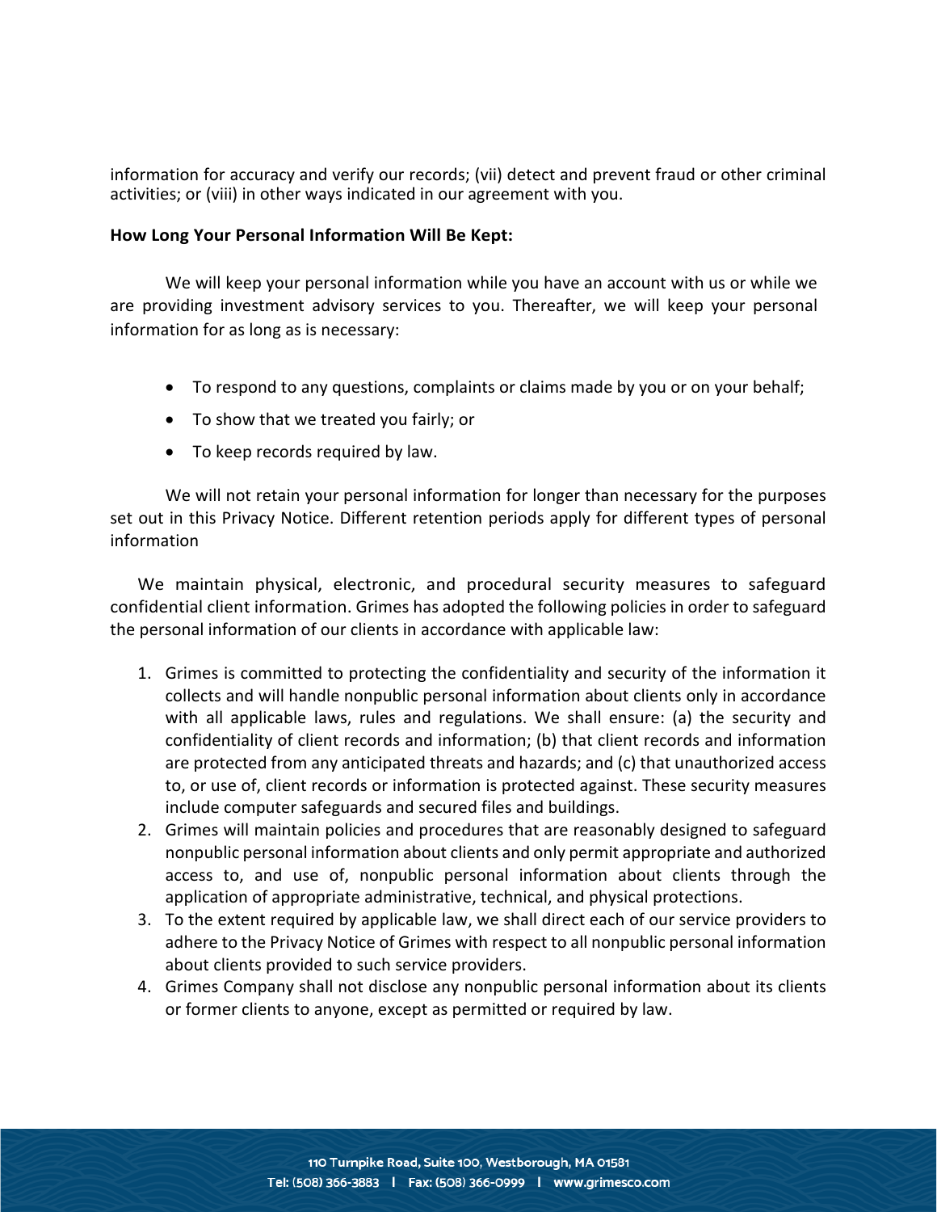information for accuracy and verify our records; (vii) detect and prevent fraud or other criminal activities; or (viii) in other ways indicated in our agreement with you.

**How Long Your Personal Information Will Be Kept:**

We will keep your personal information while you have an account with us or while we are providing investment advisory services to you. Thereafter, we will keep your personal information for as long as is necessary:

- To respond to any questions, complaints or claims made by you or on your behalf;
- To show that we treated you fairly; or
- To keep records required by law.

We will not retain your personal information for longer than necessary for the purposes set out in this Privacy Notice. Different retention periods apply for different types of personal information

We maintain physical, electronic, and procedural security measures to safeguard confidential client information. Grimes has adopted the following policies in order to safeguard the personal information of our clients in accordance with applicable law:

1. Grimes is committed to protecting the confidentiality and security of the information it collects and will handle nonpublic personal information about clients only in accordance with all applicable laws, rules and regulations. We shall ensure: (a) the security and confidentiality of client records and information; (b) that client records and information are protected from any anticipated threats and hazards; and (c) that unauthorized access to, or use of, client records or information is protected against. These security measures include computer safeguards and secured files and buildings.
2. Grimes will maintain policies and procedures that are reasonably designed to safeguard nonpublic personal information about clients and only permit appropriate and authorized access to, and use of, nonpublic personal information about clients through the application of appropriate administrative, technical, and physical protections.
3. To the extent required by applicable law, we shall direct each of our service providers to adhere to the Privacy Notice of Grimes with respect to all nonpublic personal information about clients provided to such service providers.
4. Grimes Company shall not disclose any nonpublic personal information about its clients or former clients to anyone, except as permitted or required by law.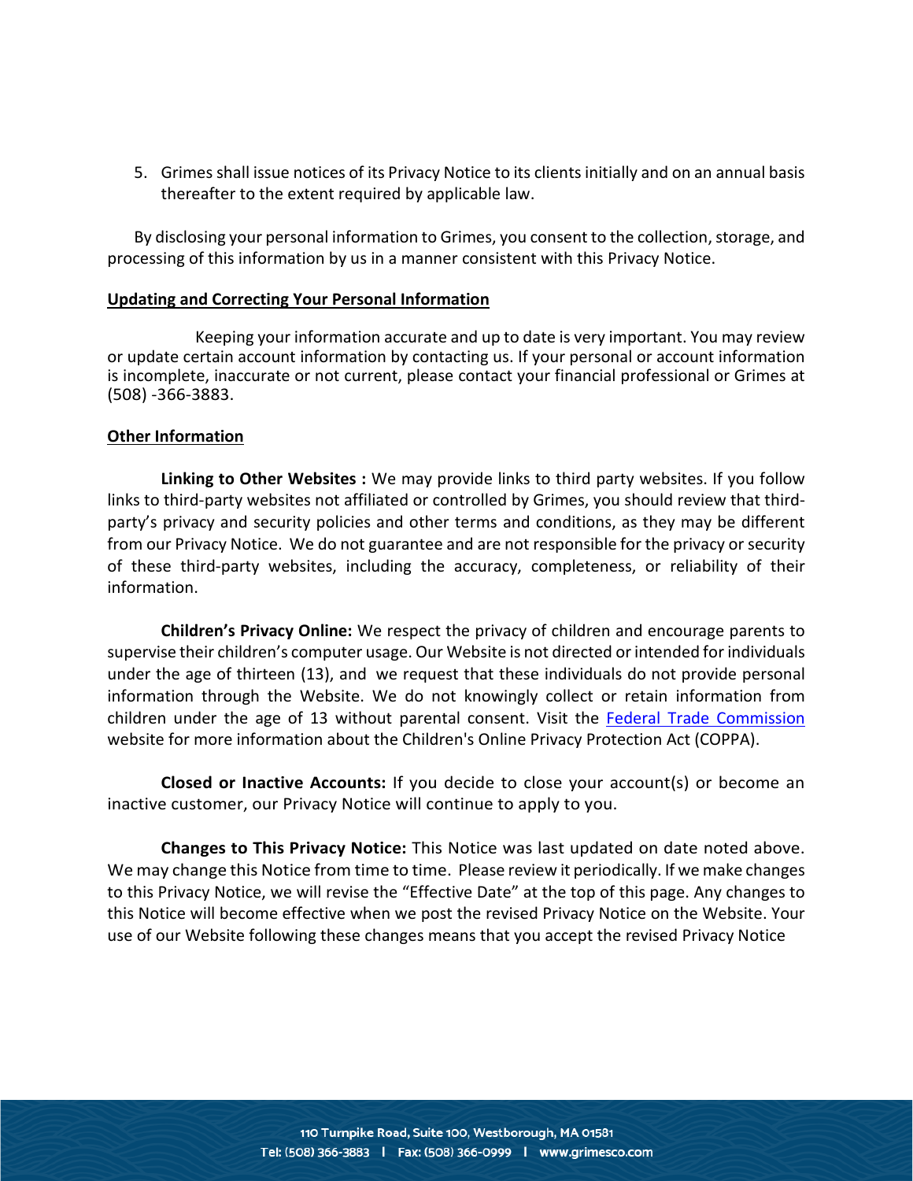5. Grimes shall issue notices of its Privacy Notice to its clients initially and on an annual basis thereafter to the extent required by applicable law.

By disclosing your personal information to Grimes, you consent to the collection, storage, and processing of this information by us in a manner consistent with this Privacy Notice.

**Updating and Correcting Your Personal Information**

Keeping your information accurate and up to date is very important. You may review or update certain account information by contacting us. If your personal or account information is incomplete, inaccurate or not current, please contact your financial professional or Grimes at (508) -366-3883.

**Other Information**

**Linking to Other Websites :** We may provide links to third party websites. If you follow links to third-party websites not affiliated or controlled by Grimes, you should review that third-party's privacy and security policies and other terms and conditions, as they may be different from our Privacy Notice. We do not guarantee and are not responsible for the privacy or security of these third-party websites, including the accuracy, completeness, or reliability of their information.

**Children's Privacy Online:** We respect the privacy of children and encourage parents to supervise their children's computer usage. Our Website is not directed or intended for individuals under the age of thirteen (13), and we request that these individuals do not provide personal information through the Website. We do not knowingly collect or retain information from children under the age of 13 without parental consent. Visit the Federal Trade Commission website for more information about the Children's Online Privacy Protection Act (COPPA).

**Closed or Inactive Accounts:** If you decide to close your account(s) or become an inactive customer, our Privacy Notice will continue to apply to you.

**Changes to This Privacy Notice:** This Notice was last updated on date noted above. We may change this Notice from time to time. Please review it periodically. If we make changes to this Privacy Notice, we will revise the "Effective Date" at the top of this page. Any changes to this Notice will become effective when we post the revised Privacy Notice on the Website. Your use of our Website following these changes means that you accept the revised Privacy Notice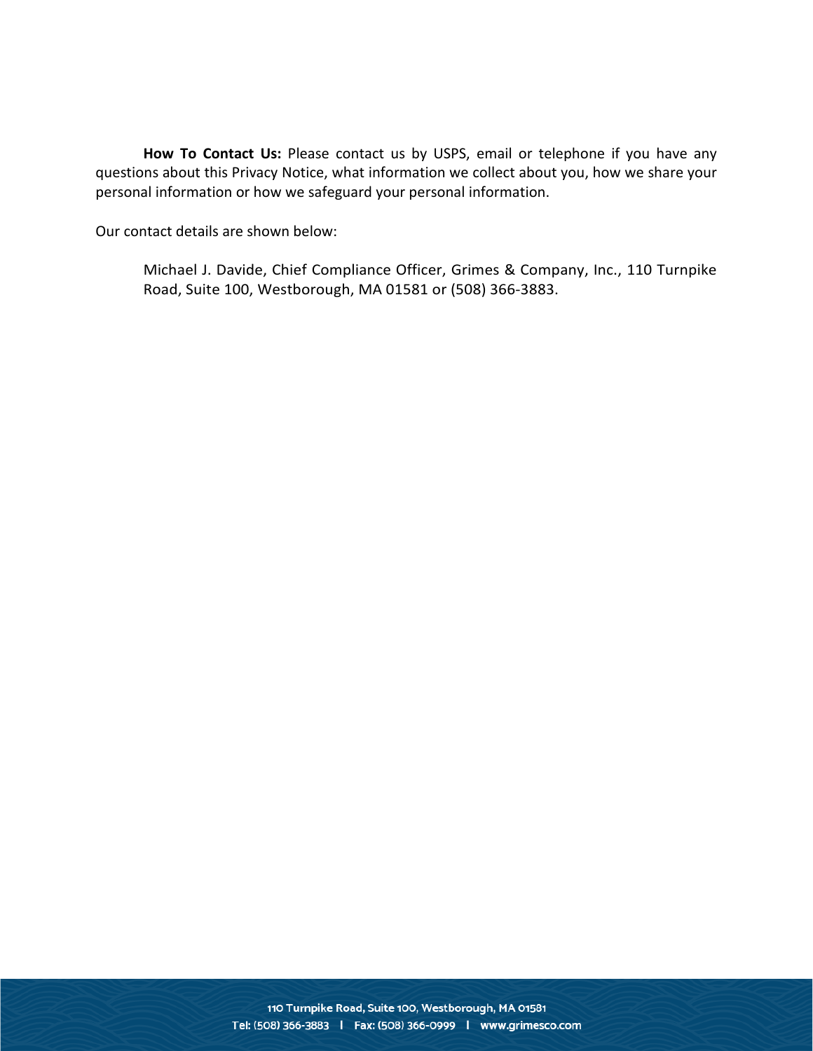**How To Contact Us:** Please contact us by USPS, email or telephone if you have any questions about this Privacy Notice, what information we collect about you, how we share your personal information or how we safeguard your personal information.

Our contact details are shown below:

> Michael J. Davide, Chief Compliance Officer, Grimes & Company, Inc., 110 Turnpike Road, Suite 100, Westborough, MA 01581 or (508) 366-3883.